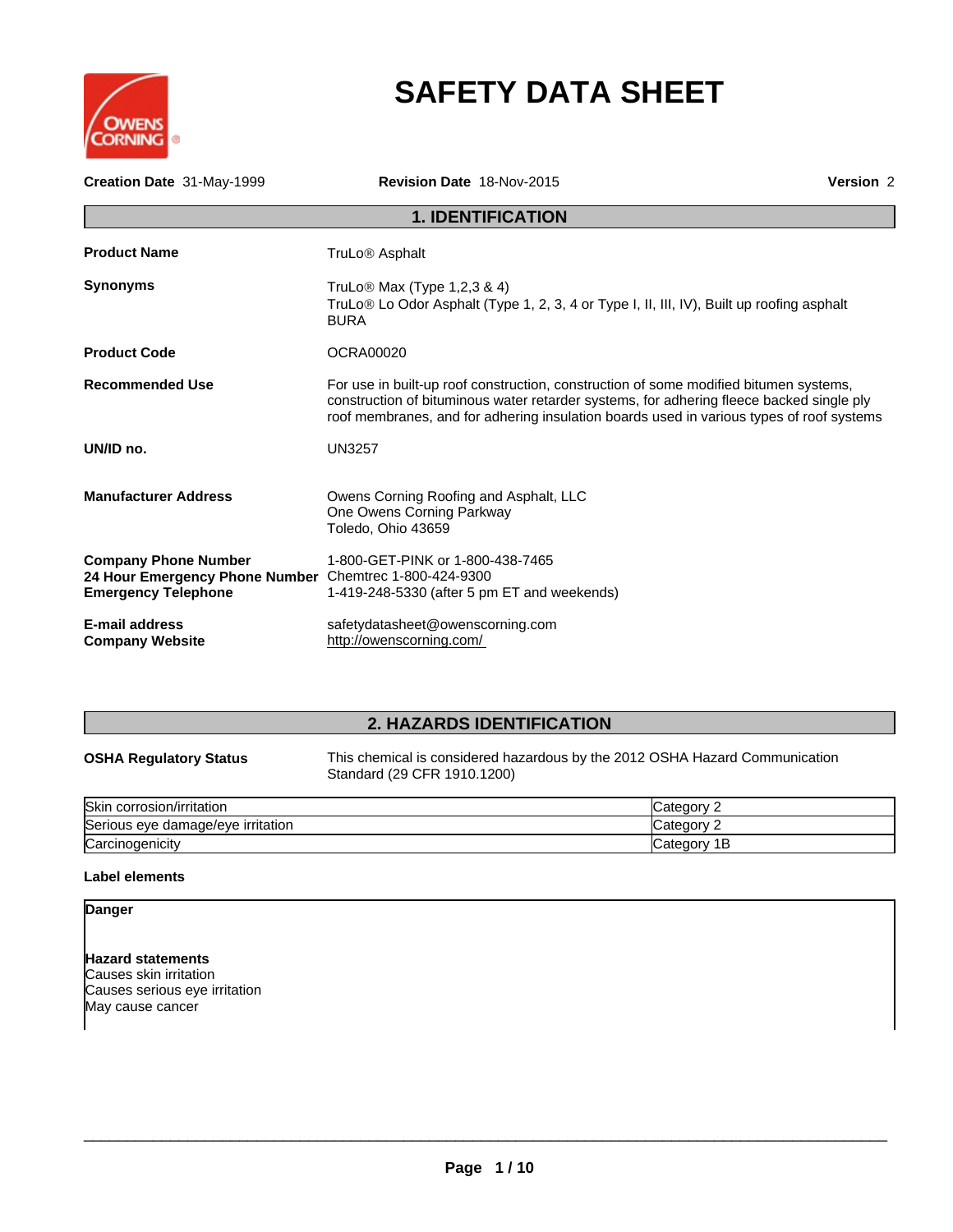# SAFETY DATA SHEET

**Creation Date** 31-May-1999 **Revision Date** 18-Nov-2015 **Version** 2

## 1. IDENTIFICATION

**Product Name** TruLo® Asphalt

**Synonyms** TruLo® Max (Type 1,2,3 & 4)
TruLo® Lo Odor Asphalt (Type 1, 2, 3, 4 or Type I, II, III, IV), Built up roofing asphalt
BURA

**Product Code** OCRA00020

**Recommended Use** For use in built-up roof construction, construction of some modified bitumen systems, construction of bituminous water retarder systems, for adhering fleece backed single ply roof membranes, and for adhering insulation boards used in various types of roof systems

**UN/ID no.** UN3257

**Manufacturer Address** Owens Corning Roofing and Asphalt, LLC
One Owens Corning Parkway
Toledo, Ohio 43659

**Company Phone Number** 1-800-GET-PINK or 1-800-438-7465
**24 Hour Emergency Phone Number** Chemtrec 1-800-424-9300
**Emergency Telephone** 1-419-248-5330 (after 5 pm ET and weekends)

**E-mail address** safetydatasheet@owenscorning.com
**Company Website** http://owenscorning.com/

## 2. HAZARDS IDENTIFICATION

**OSHA Regulatory Status** This chemical is considered hazardous by the 2012 OSHA Hazard Communication Standard (29 CFR 1910.1200)

| | |
|---|---|
| Skin corrosion/irritation | Category 2 |
| Serious eye damage/eye irritation | Category 2 |
| Carcinogenicity | Category 1B |

**Label elements**

**Danger**

**Hazard statements**
Causes skin irritation
Causes serious eye irritation
May cause cancer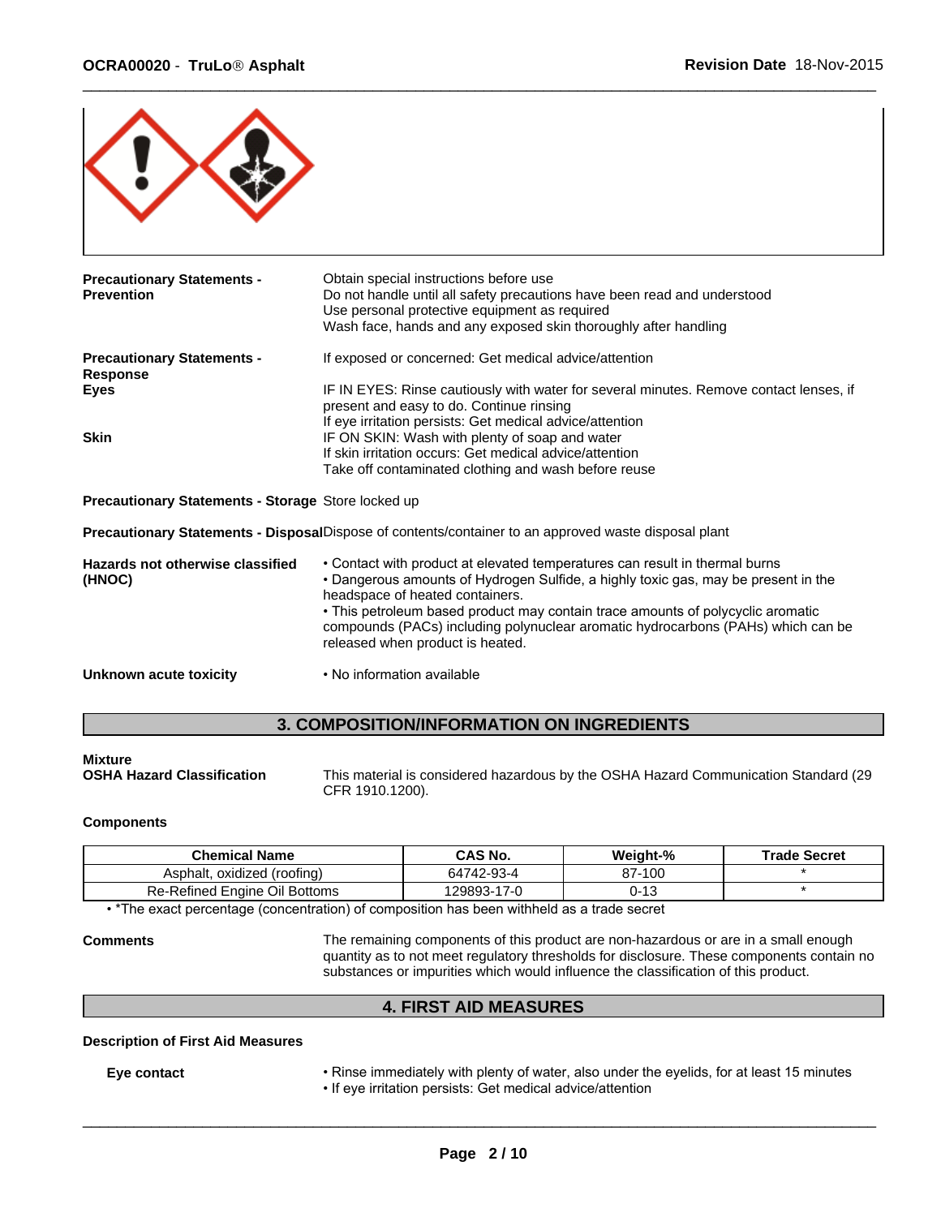**Precautionary Statements - Prevention**

Obtain special instructions before use
Do not handle until all safety precautions have been read and understood
Use personal protective equipment as required
Wash face, hands and any exposed skin thoroughly after handling

**Precautionary Statements - Response**

If exposed or concerned: Get medical advice/attention

**Eyes**

IF IN EYES: Rinse cautiously with water for several minutes. Remove contact lenses, if present and easy to do. Continue rinsing
If eye irritation persists: Get medical advice/attention

**Skin**

IF ON SKIN: Wash with plenty of soap and water
If skin irritation occurs: Get medical advice/attention
Take off contaminated clothing and wash before reuse

**Precautionary Statements - Storage** Store locked up

**Precautionary Statements - Disposal** Dispose of contents/container to an approved waste disposal plant

**Hazards not otherwise classified (HNOC)**

- Contact with product at elevated temperatures can result in thermal burns
- Dangerous amounts of Hydrogen Sulfide, a highly toxic gas, may be present in the headspace of heated containers.
- This petroleum based product may contain trace amounts of polycyclic aromatic compounds (PACs) including polynuclear aromatic hydrocarbons (PAHs) which can be released when product is heated.

**Unknown acute toxicity**

- No information available

## 3. COMPOSITION/INFORMATION ON INGREDIENTS

**Mixture**

**OSHA Hazard Classification**

This material is considered hazardous by the OSHA Hazard Communication Standard (29 CFR 1910.1200).

**Components**

| Chemical Name | CAS No. | Weight-% | Trade Secret |
|---|---|---|---|
| Asphalt, oxidized (roofing) | 64742-93-4 | 87-100 | * |
| Re-Refined Engine Oil Bottoms | 129893-17-0 | 0-13 | * |

- *The exact percentage (concentration) of composition has been withheld as a trade secret

**Comments**

The remaining components of this product are non-hazardous or are in a small enough quantity as to not meet regulatory thresholds for disclosure. These components contain no substances or impurities which would influence the classification of this product.

## 4. FIRST AID MEASURES

**Description of First Aid Measures**

**Eye contact**

- Rinse immediately with plenty of water, also under the eyelids, for at least 15 minutes
- If eye irritation persists: Get medical advice/attention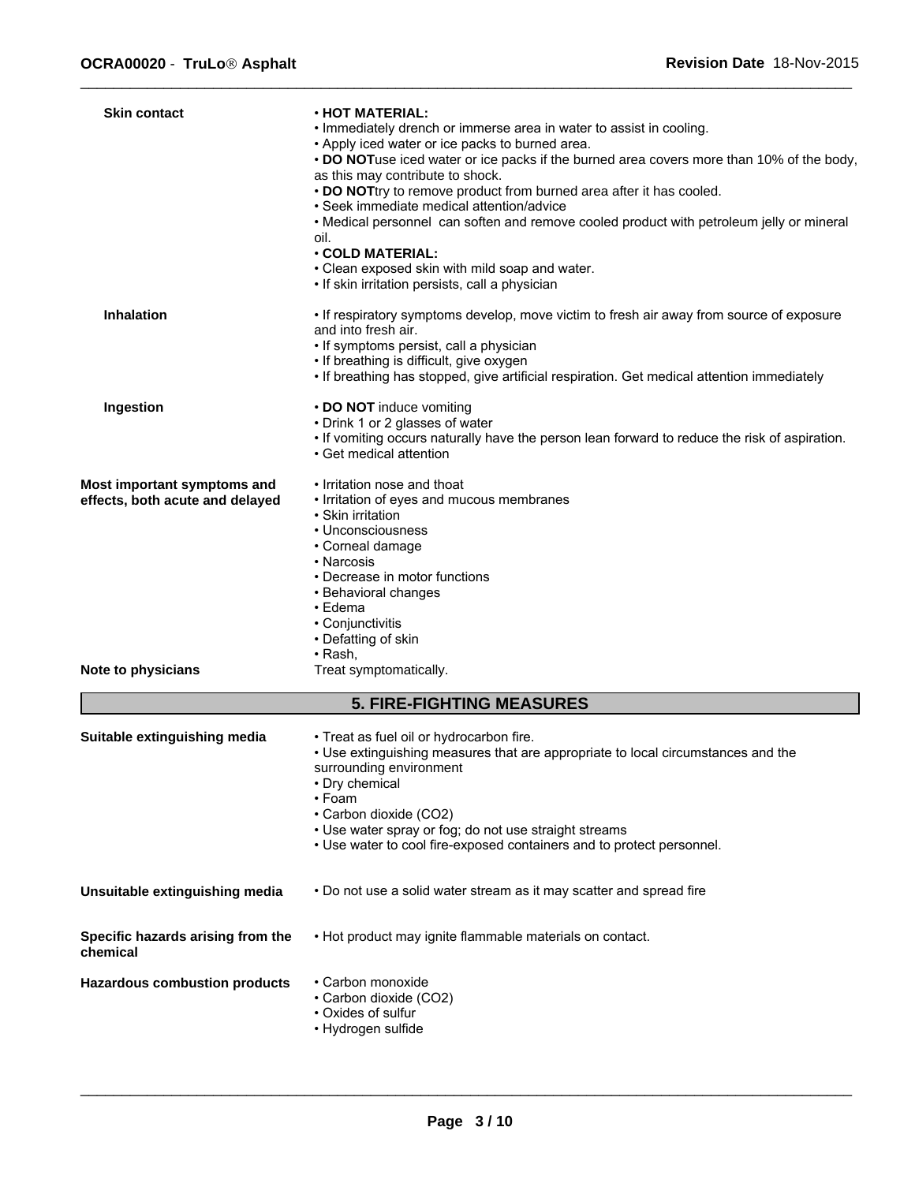**Skin contact**

- **HOT MATERIAL:**
- Immediately drench or immerse area in water to assist in cooling.
- Apply iced water or ice packs to burned area.
- **DO NOT**use iced water or ice packs if the burned area covers more than 10% of the body, as this may contribute to shock.
- **DO NOT**try to remove product from burned area after it has cooled.
- Seek immediate medical attention/advice
- Medical personnel can soften and remove cooled product with petroleum jelly or mineral oil.
- **COLD MATERIAL:**
- Clean exposed skin with mild soap and water.
- If skin irritation persists, call a physician

**Inhalation**

- If respiratory symptoms develop, move victim to fresh air away from source of exposure and into fresh air.
- If symptoms persist, call a physician
- If breathing is difficult, give oxygen
- If breathing has stopped, give artificial respiration. Get medical attention immediately

**Ingestion**

- **DO NOT** induce vomiting
- Drink 1 or 2 glasses of water
- If vomiting occurs naturally have the person lean forward to reduce the risk of aspiration.
- Get medical attention

**Most important symptoms and effects, both acute and delayed**

- Irritation nose and thoat
- Irritation of eyes and mucous membranes
- Skin irritation
- Unconsciousness
- Corneal damage
- Narcosis
- Decrease in motor functions
- Behavioral changes
- Edema
- Conjunctivitis
- Defatting of skin
- Rash,

**Note to physicians**

Treat symptomatically.

## 5. FIRE-FIGHTING MEASURES

**Suitable extinguishing media**

- Treat as fuel oil or hydrocarbon fire.
- Use extinguishing measures that are appropriate to local circumstances and the surrounding environment
- Dry chemical
- Foam
- Carbon dioxide ($CO_2$)
- Use water spray or fog; do not use straight streams
- Use water to cool fire-exposed containers and to protect personnel.

**Unsuitable extinguishing media**

- Do not use a solid water stream as it may scatter and spread fire

**Specific hazards arising from the chemical**

- Hot product may ignite flammable materials on contact.

**Hazardous combustion products**

- Carbon monoxide
- Carbon dioxide ($CO_2$)
- Oxides of sulfur
- Hydrogen sulfide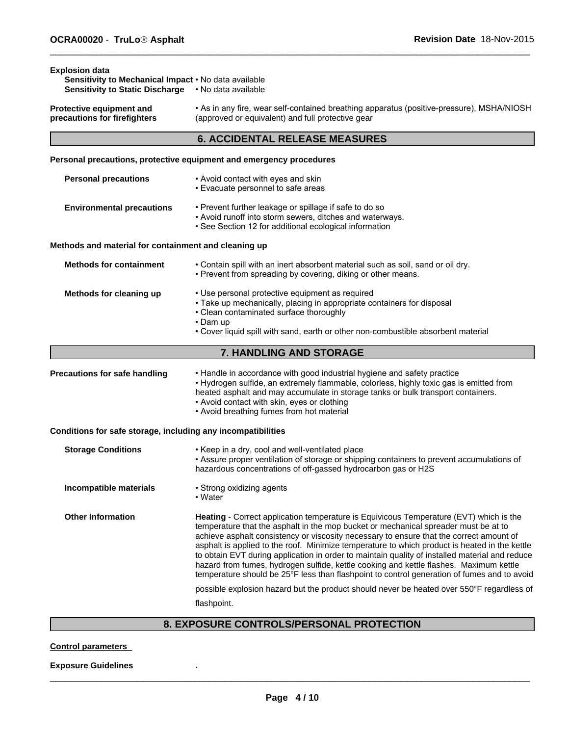**Explosion data**

**Sensitivity to Mechanical Impact** • No data available
**Sensitivity to Static Discharge** • No data available

**Protective equipment and precautions for firefighters** • As in any fire, wear self-contained breathing apparatus (positive-pressure), MSHA/NIOSH (approved or equivalent) and full protective gear

## 6. ACCIDENTAL RELEASE MEASURES

**Personal precautions, protective equipment and emergency procedures**

**Personal precautions**
- Avoid contact with eyes and skin
- Evacuate personnel to safe areas

**Environmental precautions**
- Prevent further leakage or spillage if safe to do so
- Avoid runoff into storm sewers, ditches and waterways.
- See Section 12 for additional ecological information

**Methods and material for containment and cleaning up**

**Methods for containment**
- Contain spill with an inert absorbent material such as soil, sand or oil dry.
- Prevent from spreading by covering, diking or other means.

**Methods for cleaning up**
- Use personal protective equipment as required
- Take up mechanically, placing in appropriate containers for disposal
- Clean contaminated surface thoroughly
- Dam up
- Cover liquid spill with sand, earth or other non-combustible absorbent material

## 7. HANDLING AND STORAGE

**Precautions for safe handling**
- Handle in accordance with good industrial hygiene and safety practice
- Hydrogen sulfide, an extremely flammable, colorless, highly toxic gas is emitted from heated asphalt and may accumulate in storage tanks or bulk transport containers.
- Avoid contact with skin, eyes or clothing
- Avoid breathing fumes from hot material

**Conditions for safe storage, including any incompatibilities**

**Storage Conditions**
- Keep in a dry, cool and well-ventilated place
- Assure proper ventilation of storage or shipping containers to prevent accumulations of hazardous concentrations of off-gassed hydrocarbon gas or H2S

**Incompatible materials**
- Strong oxidizing agents
- Water

**Other Information**

**Heating** - Correct application temperature is Equivicous Temperature (EVT) which is the temperature that the asphalt in the mop bucket or mechanical spreader must be at to achieve asphalt consistency or viscosity necessary to ensure that the correct amount of asphalt is applied to the roof. Minimize temperature to which product is heated in the kettle to obtain EVT during application in order to maintain quality of installed material and reduce hazard from fumes, hydrogen sulfide, kettle cooking and kettle flashes. Maximum kettle temperature should be 25°F less than flashpoint to control generation of fumes and to avoid possible explosion hazard but the product should never be heated over 550°F regardless of flashpoint.

## 8. EXPOSURE CONTROLS/PERSONAL PROTECTION

**Control parameters**

**Exposure Guidelines** .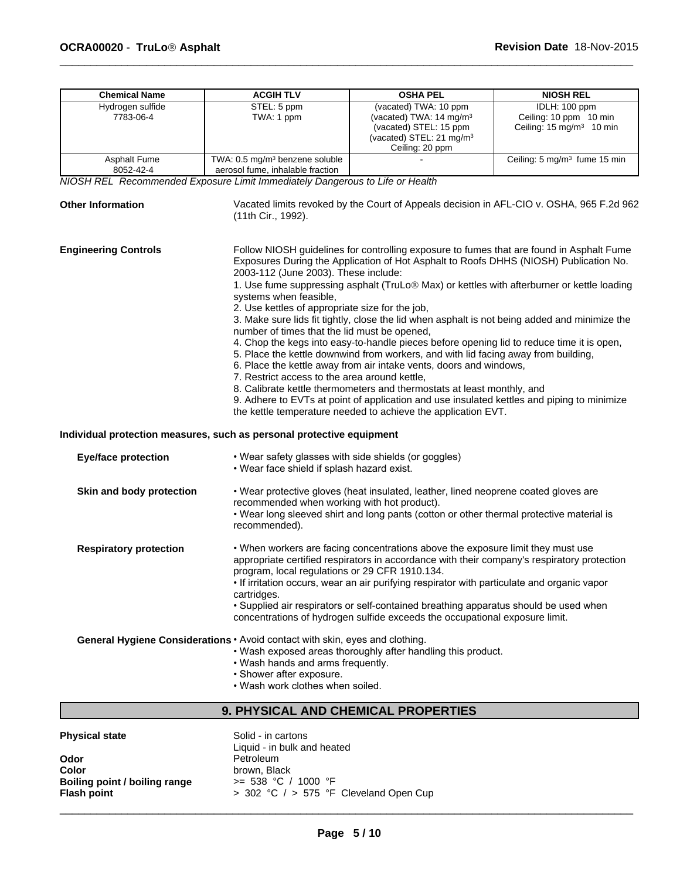| Chemical Name | ACGIH TLV | OSHA PEL | NIOSH REL |
|---|---|---|---|
| Hydrogen sulfide 7783-06-4 | STEL: 5 ppm TWA: 1 ppm | (vacated) TWA: 10 ppm (vacated) TWA: 14 mg/m³ (vacated) STEL: 15 ppm (vacated) STEL: 21 mg/m³ Ceiling: 20 ppm | IDLH: 100 ppm Ceiling: 10 ppm 10 min Ceiling: 15 mg/m³ 10 min |
| Asphalt Fume 8052-42-4 | TWA: 0.5 mg/m³ benzene soluble aerosol fume, inhalable fraction | - | Ceiling: 5 mg/m³ fume 15 min |

*NIOSH REL Recommended Exposure Limit Immediately Dangerous to Life or Health*

**Other Information** Vacated limits revoked by the Court of Appeals decision in AFL-CIO v. OSHA, 965 F.2d 962 (11th Cir., 1992).

**Engineering Controls** Follow NIOSH guidelines for controlling exposure to fumes that are found in Asphalt Fume Exposures During the Application of Hot Asphalt to Roofs DHHS (NIOSH) Publication No. 2003-112 (June 2003). These include:

1. Use fume suppressing asphalt (TruLo® Max) or kettles with afterburner or kettle loading systems when feasible,
2. Use kettles of appropriate size for the job,
3. Make sure lids fit tightly, close the lid when asphalt is not being added and minimize the number of times that the lid must be opened,
4. Chop the kegs into easy-to-handle pieces before opening lid to reduce time it is open,
5. Place the kettle downwind from workers, and with lid facing away from building,
6. Place the kettle away from air intake vents, doors and windows,
7. Restrict access to the area around kettle,
8. Calibrate kettle thermometers and thermostats at least monthly, and
9. Adhere to EVTs at point of application and use insulated kettles and piping to minimize the kettle temperature needed to achieve the application EVT.

**Individual protection measures, such as personal protective equipment**

**Eye/face protection**

- Wear safety glasses with side shields (or goggles)
- Wear face shield if splash hazard exist.

**Skin and body protection**

- Wear protective gloves (heat insulated, leather, lined neoprene coated gloves are recommended when working with hot product).
- Wear long sleeved shirt and long pants (cotton or other thermal protective material is recommended).

**Respiratory protection**

- When workers are facing concentrations above the exposure limit they must use appropriate certified respirators in accordance with their company's respiratory protection program, local regulations or 29 CFR 1910.134.
- If irritation occurs, wear an air purifying respirator with particulate and organic vapor cartridges.
- Supplied air respirators or self-contained breathing apparatus should be used when concentrations of hydrogen sulfide exceeds the occupational exposure limit.

**General Hygiene Considerations**

- Avoid contact with skin, eyes and clothing.
- Wash exposed areas thoroughly after handling this product.
- Wash hands and arms frequently.
- Shower after exposure.
- Wash work clothes when soiled.

## 9. PHYSICAL AND CHEMICAL PROPERTIES

**Physical state** Solid - in cartons
Liquid - in bulk and heated

**Odor** Petroleum

**Color** brown, Black

**Boiling point / boiling range** >= 538 °C / 1000 °F

**Flash point** > 302 °C / > 575 °F Cleveland Open Cup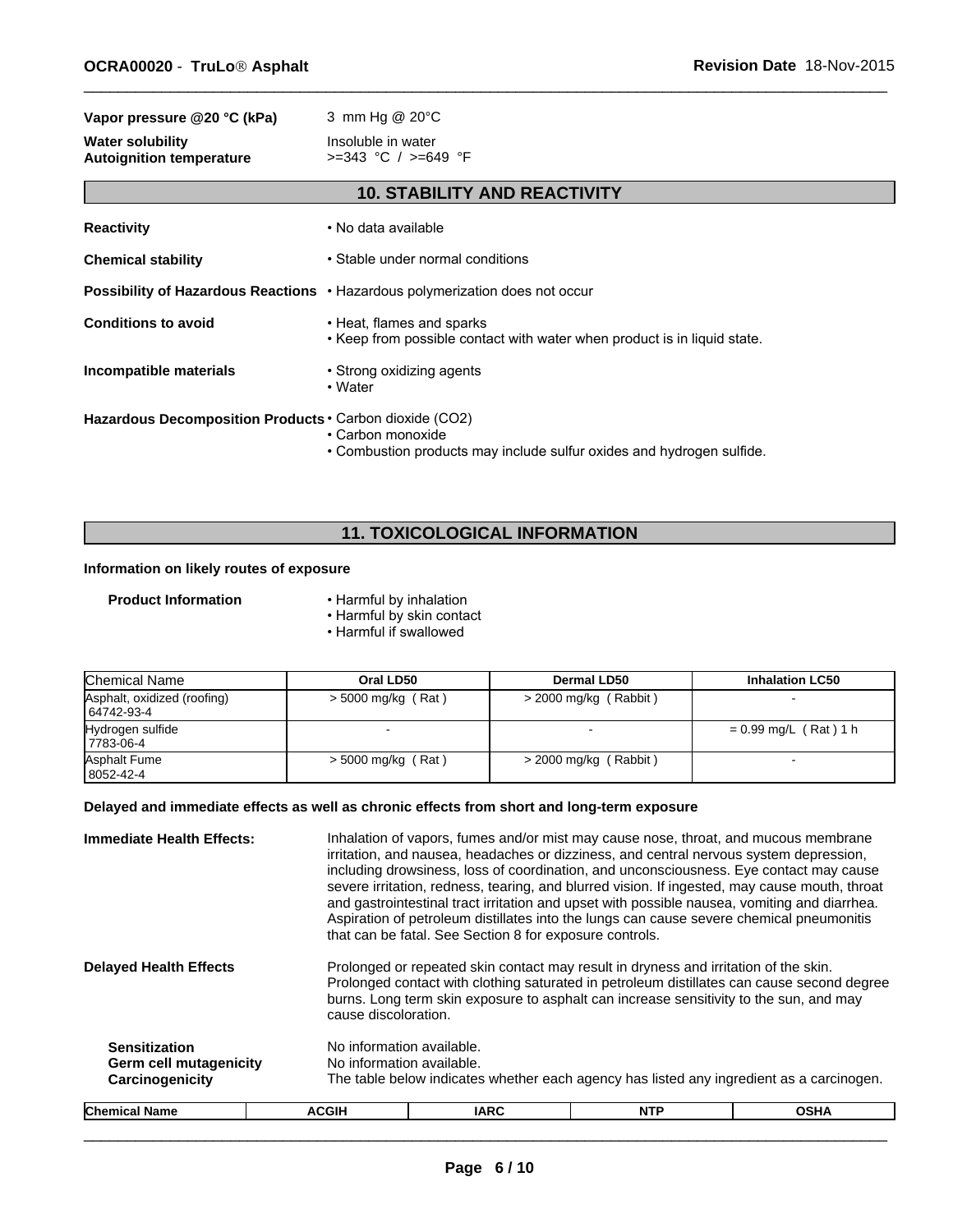| | |
|---|---|
| **Vapor pressure @20 °C (kPa)** | 3 mm Hg @ 20°C |
| **Water solubility** | Insoluble in water |
| **Autoignition temperature** | >=343 °C / >=649 °F |

## 10. STABILITY AND REACTIVITY

**Reactivity**
- No data available

**Chemical stability**
- Stable under normal conditions

**Possibility of Hazardous Reactions**
- Hazardous polymerization does not occur

**Conditions to avoid**
- Heat, flames and sparks
- Keep from possible contact with water when product is in liquid state.

**Incompatible materials**
- Strong oxidizing agents
- Water

**Hazardous Decomposition Products**
- Carbon dioxide ($CO_2$)
- Carbon monoxide
- Combustion products may include sulfur oxides and hydrogen sulfide.

## 11. TOXICOLOGICAL INFORMATION

**Information on likely routes of exposure**

**Product Information**
- Harmful by inhalation
- Harmful by skin contact
- Harmful if swallowed

| Chemical Name | Oral LD50 | Dermal LD50 | Inhalation LC50 |
|---|---|---|---|
| Asphalt, oxidized (roofing) 64742-93-4 | > 5000 mg/kg ( Rat ) | > 2000 mg/kg ( Rabbit ) | - |
| Hydrogen sulfide 7783-06-4 | - | - | = 0.99 mg/L ( Rat ) 1 h |
| Asphalt Fume 8052-42-4 | > 5000 mg/kg ( Rat ) | > 2000 mg/kg ( Rabbit ) | - |

**Delayed and immediate effects as well as chronic effects from short and long-term exposure**

**Immediate Health Effects:** Inhalation of vapors, fumes and/or mist may cause nose, throat, and mucous membrane irritation, and nausea, headaches or dizziness, and central nervous system depression, including drowsiness, loss of coordination, and unconsciousness. Eye contact may cause severe irritation, redness, tearing, and blurred vision. If ingested, may cause mouth, throat and gastrointestinal tract irritation and upset with possible nausea, vomiting and diarrhea. Aspiration of petroleum distillates into the lungs can cause severe chemical pneumonitis that can be fatal. See Section 8 for exposure controls.

**Delayed Health Effects** Prolonged or repeated skin contact may result in dryness and irritation of the skin. Prolonged contact with clothing saturated in petroleum distillates can cause second degree burns. Long term skin exposure to asphalt can increase sensitivity to the sun, and may cause discoloration.

**Sensitization** No information available.

**Germ cell mutagenicity** No information available.

**Carcinogenicity** The table below indicates whether each agency has listed any ingredient as a carcinogen.

| Chemical Name | ACGIH | IARC | NTP | OSHA |
|---|---|---|---|---|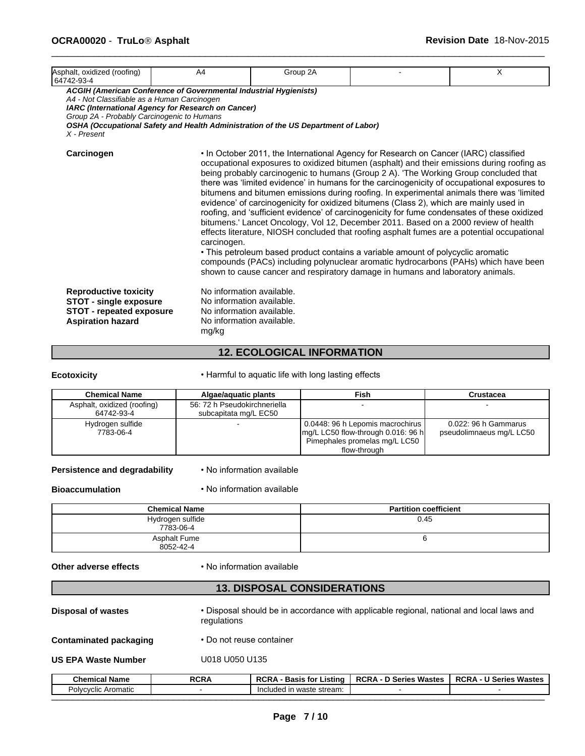| Asphalt, oxidized (roofing) 64742-93-4 | A4 | Group 2A | - | X |
|---|---|---|---|---|

***ACGIH (American Conference of Governmental Industrial Hygienists)***
*A4 - Not Classifiable as a Human Carcinogen*
***IARC (International Agency for Research on Cancer)***
*Group 2A - Probably Carcinogenic to Humans*
***OSHA (Occupational Safety and Health Administration of the US Department of Labor)***
*X - Present*

**Carcinogen**

• In October 2011, the International Agency for Research on Cancer (IARC) classified occupational exposures to oxidized bitumen (asphalt) and their emissions during roofing as being probably carcinogenic to humans (Group 2 A). 'The Working Group concluded that there was 'limited evidence' in humans for the carcinogenicity of occupational exposures to bitumens and bitumen emissions during roofing. In experimental animals there was 'limited evidence' of carcinogenicity for oxidized bitumens (Class 2), which are mainly used in roofing, and 'sufficient evidence' of carcinogenicity for fume condensates of these oxidized bitumens.' Lancet Oncology, Vol 12, December 2011. Based on a 2000 review of health effects literature, NIOSH concluded that roofing asphalt fumes are a potential occupational carcinogen.
• This petroleum based product contains a variable amount of polycyclic aromatic compounds (PACs) including polynuclear aromatic hydrocarbons (PAHs) which have been shown to cause cancer and respiratory damage in humans and laboratory animals.

**Reproductive toxicity** No information available.
**STOT - single exposure** No information available.
**STOT - repeated exposure** No information available.
**Aspiration hazard** No information available.
mg/kg

## 12. ECOLOGICAL INFORMATION

**Ecotoxicity** • Harmful to aquatic life with long lasting effects

| Chemical Name | Algae/aquatic plants | Fish | Crustacea |
|---|---|---|---|
| Asphalt, oxidized (roofing) 64742-93-4 | 56: 72 h Pseudokirchneriella subcapitata mg/L EC50 | - | - |
| Hydrogen sulfide 7783-06-4 | - | 0.0448: 96 h Lepomis macrochirus mg/L LC50 flow-through 0.016: 96 h Pimephales promelas mg/L LC50 flow-through | 0.022: 96 h Gammarus pseudolimnaeus mg/L LC50 |

**Persistence and degradability** • No information available

**Bioaccumulation** • No information available

| Chemical Name | Partition coefficient |
|---|---|
| Hydrogen sulfide 7783-06-4 | 0.45 |
| Asphalt Fume 8052-42-4 | 6 |

**Other adverse effects** • No information available

## 13. DISPOSAL CONSIDERATIONS

**Disposal of wastes** • Disposal should be in accordance with applicable regional, national and local laws and regulations

**Contaminated packaging** • Do not reuse container

**US EPA Waste Number** U018 U050 U135

| Chemical Name | RCRA | RCRA - Basis for Listing | RCRA - D Series Wastes | RCRA - U Series Wastes |
|---|---|---|---|---|
| Polycyclic Aromatic | - | Included in waste stream: | - | - |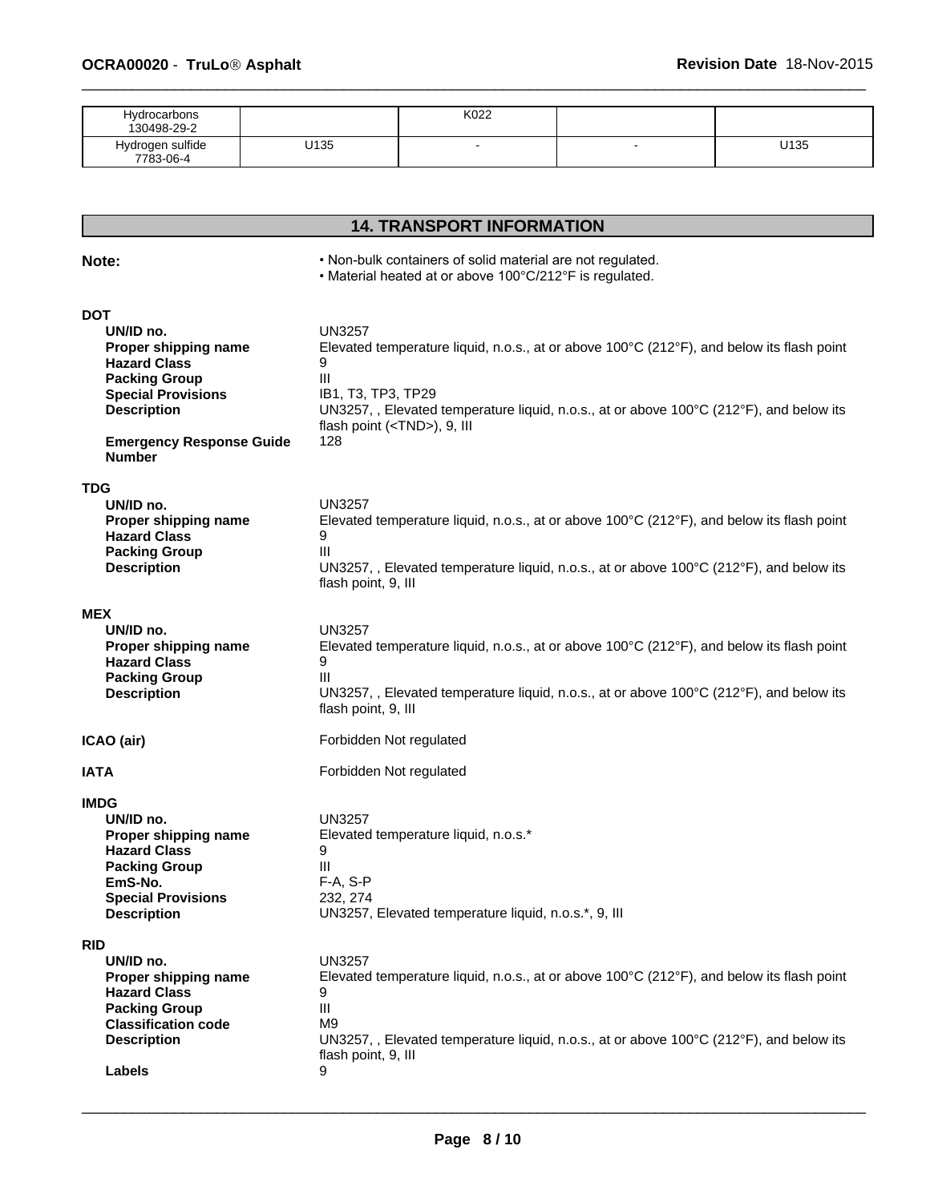| | | | | |
|---|---|---|---|---|
| Hydrocarbons 130498-29-2 | | K022 | | |
| Hydrogen sulfide 7783-06-4 | U135 | - | - | U135 |

## 14. TRANSPORT INFORMATION

**Note:**
- Non-bulk containers of solid material are not regulated.
- Material heated at or above 100°C/212°F is regulated.

**DOT**

| | |
|---|---|
| **UN/ID no.** | UN3257 |
| **Proper shipping name** | Elevated temperature liquid, n.o.s., at or above 100°C (212°F), and below its flash point |
| **Hazard Class** | 9 |
| **Packing Group** | III |
| **Special Provisions** | IB1, T3, TP3, TP29 |
| **Description** | UN3257, , Elevated temperature liquid, n.o.s., at or above 100°C (212°F), and below its flash point (<TND>), 9, III |
| **Emergency Response Guide Number** | 128 |

**TDG**

| | |
|---|---|
| **UN/ID no.** | UN3257 |
| **Proper shipping name** | Elevated temperature liquid, n.o.s., at or above 100°C (212°F), and below its flash point |
| **Hazard Class** | 9 |
| **Packing Group** | III |
| **Description** | UN3257, , Elevated temperature liquid, n.o.s., at or above 100°C (212°F), and below its flash point, 9, III |

**MEX**

| | |
|---|---|
| **UN/ID no.** | UN3257 |
| **Proper shipping name** | Elevated temperature liquid, n.o.s., at or above 100°C (212°F), and below its flash point |
| **Hazard Class** | 9 |
| **Packing Group** | III |
| **Description** | UN3257, , Elevated temperature liquid, n.o.s., at or above 100°C (212°F), and below its flash point, 9, III |

**ICAO (air)** Forbidden Not regulated

**IATA** Forbidden Not regulated

**IMDG**

| | |
|---|---|
| **UN/ID no.** | UN3257 |
| **Proper shipping name** | Elevated temperature liquid, n.o.s.* |
| **Hazard Class** | 9 |
| **Packing Group** | III |
| **EmS-No.** | F-A, S-P |
| **Special Provisions** | 232, 274 |
| **Description** | UN3257, Elevated temperature liquid, n.o.s.*, 9, III |

**RID**

| | |
|---|---|
| **UN/ID no.** | UN3257 |
| **Proper shipping name** | Elevated temperature liquid, n.o.s., at or above 100°C (212°F), and below its flash point |
| **Hazard Class** | 9 |
| **Packing Group** | III |
| **Classification code** | M9 |
| **Description** | UN3257, , Elevated temperature liquid, n.o.s., at or above 100°C (212°F), and below its flash point, 9, III |
| **Labels** | 9 |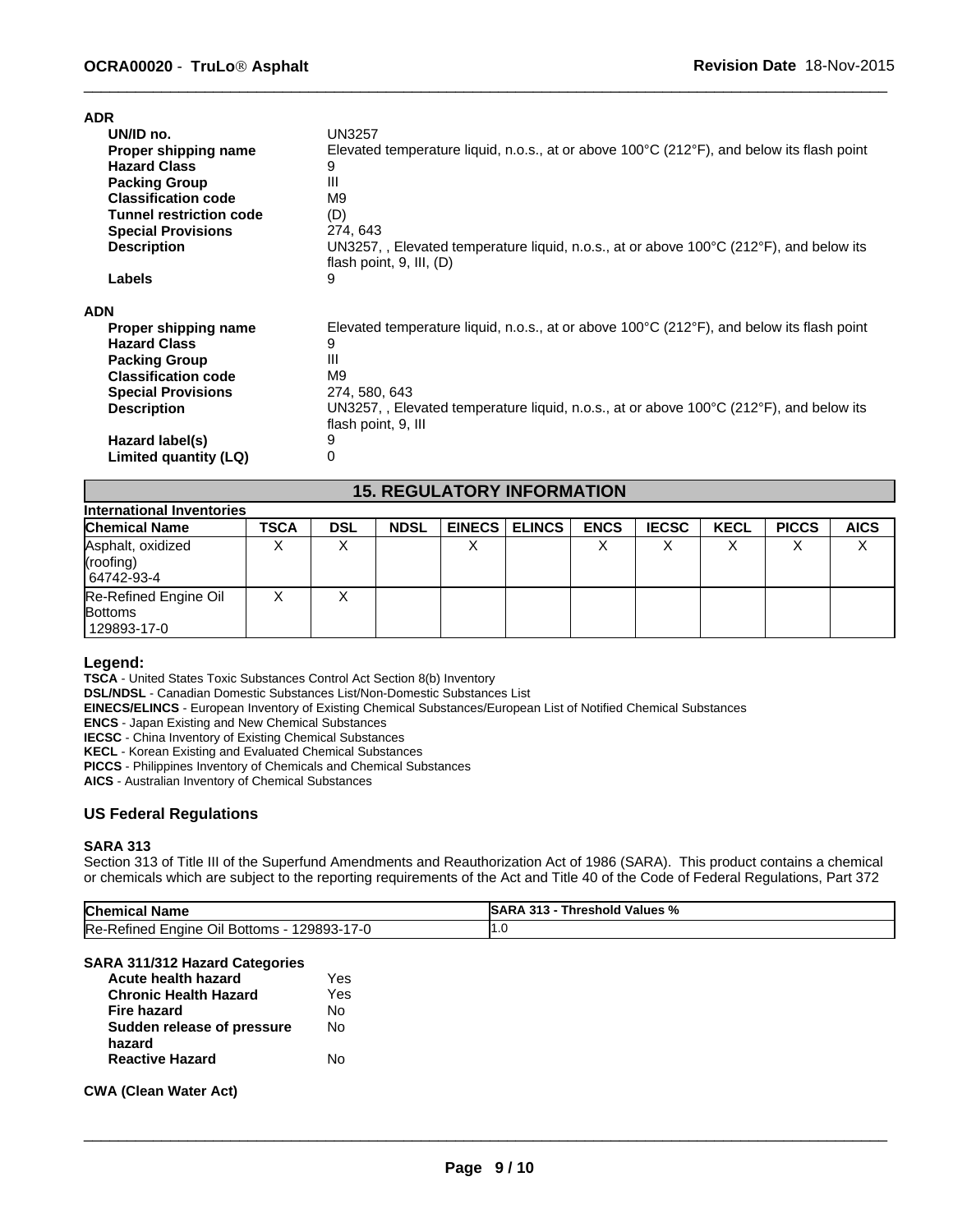**ADR**

| | |
|---|---|
| **UN/ID no.** | UN3257 |
| **Proper shipping name** | Elevated temperature liquid, n.o.s., at or above 100°C (212°F), and below its flash point |
| **Hazard Class** | 9 |
| **Packing Group** | III |
| **Classification code** | M9 |
| **Tunnel restriction code** | (D) |
| **Special Provisions** | 274, 643 |
| **Description** | UN3257, , Elevated temperature liquid, n.o.s., at or above 100°C (212°F), and below its flash point, 9, III, (D) |
| **Labels** | 9 |

**ADN**

| | |
|---|---|
| **Proper shipping name** | Elevated temperature liquid, n.o.s., at or above 100°C (212°F), and below its flash point |
| **Hazard Class** | 9 |
| **Packing Group** | III |
| **Classification code** | M9 |
| **Special Provisions** | 274, 580, 643 |
| **Description** | UN3257, , Elevated temperature liquid, n.o.s., at or above 100°C (212°F), and below its flash point, 9, III |
| **Hazard label(s)** | 9 |
| **Limited quantity (LQ)** | 0 |

## 15. REGULATORY INFORMATION

**International Inventories**

| Chemical Name | TSCA | DSL | NDSL | EINECS | ELINCS | ENCS | IECSC | KECL | PICCS | AICS |
|---|---|---|---|---|---|---|---|---|---|---|
| Asphalt, oxidized (roofing) 64742-93-4 | X | X | | X | | X | X | X | X | X |
| Re-Refined Engine Oil Bottoms 129893-17-0 | X | X | | | | | | | | |

**Legend:**

**TSCA** - United States Toxic Substances Control Act Section 8(b) Inventory
**DSL/NDSL** - Canadian Domestic Substances List/Non-Domestic Substances List
**EINECS/ELINCS** - European Inventory of Existing Chemical Substances/European List of Notified Chemical Substances
**ENCS** - Japan Existing and New Chemical Substances
**IECSC** - China Inventory of Existing Chemical Substances
**KECL** - Korean Existing and Evaluated Chemical Substances
**PICCS** - Philippines Inventory of Chemicals and Chemical Substances
**AICS** - Australian Inventory of Chemical Substances

### US Federal Regulations

**SARA 313**

Section 313 of Title III of the Superfund Amendments and Reauthorization Act of 1986 (SARA). This product contains a chemical or chemicals which are subject to the reporting requirements of the Act and Title 40 of the Code of Federal Regulations, Part 372

| Chemical Name | SARA 313 - Threshold Values % |
|---|---|
| Re-Refined Engine Oil Bottoms - 129893-17-0 | 1.0 |

**SARA 311/312 Hazard Categories**

| | |
|---|---|
| **Acute health hazard** | Yes |
| **Chronic Health Hazard** | Yes |
| **Fire hazard** | No |
| **Sudden release of pressure hazard** | No |
| **Reactive Hazard** | No |

**CWA (Clean Water Act)**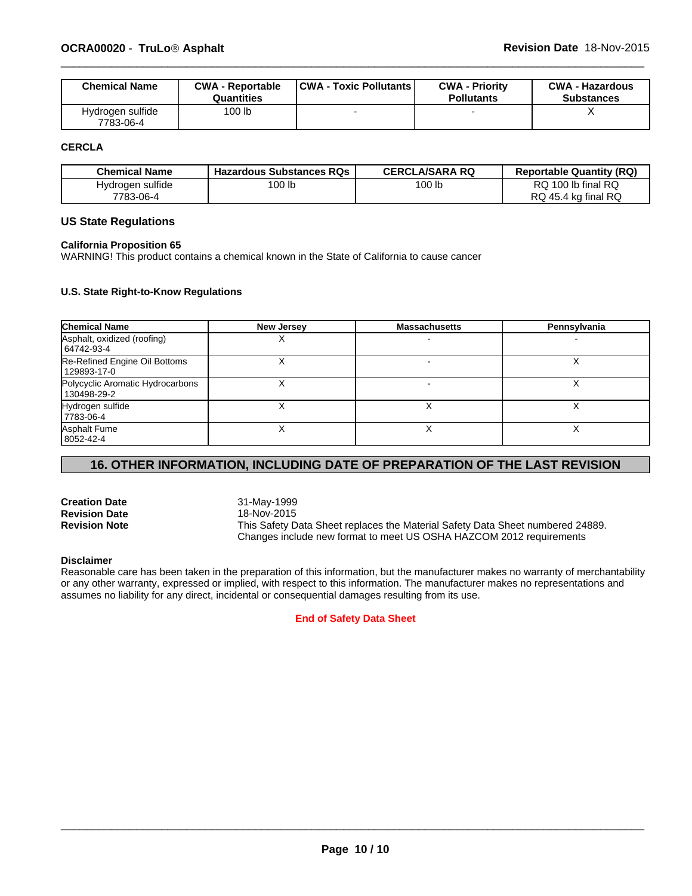| Chemical Name | CWA - Reportable Quantities | CWA - Toxic Pollutants | CWA - Priority Pollutants | CWA - Hazardous Substances |
|---|---|---|---|---|
| Hydrogen sulfide 7783-06-4 | 100 lb | - | - | X |

**CERCLA**

| Chemical Name | Hazardous Substances RQs | CERCLA/SARA RQ | Reportable Quantity (RQ) |
|---|---|---|---|
| Hydrogen sulfide 7783-06-4 | 100 lb | 100 lb | RQ 100 lb final RQ RQ 45.4 kg final RQ |

## US State Regulations

**California Proposition 65**

WARNING! This product contains a chemical known in the State of California to cause cancer

**U.S. State Right-to-Know Regulations**

| Chemical Name | New Jersey | Massachusetts | Pennsylvania |
|---|---|---|---|
| Asphalt, oxidized (roofing) 64742-93-4 | X | - | - |
| Re-Refined Engine Oil Bottoms 129893-17-0 | X | - | X |
| Polycyclic Aromatic Hydrocarbons 130498-29-2 | X | - | X |
| Hydrogen sulfide 7783-06-4 | X | X | X |
| Asphalt Fume 8052-42-4 | X | X | X |

## 16. OTHER INFORMATION, INCLUDING DATE OF PREPARATION OF THE LAST REVISION

**Creation Date** 31-May-1999

**Revision Date** 18-Nov-2015

**Revision Note** This Safety Data Sheet replaces the Material Safety Data Sheet numbered 24889. Changes include new format to meet US OSHA HAZCOM 2012 requirements

**Disclaimer**

Reasonable care has been taken in the preparation of this information, but the manufacturer makes no warranty of merchantability or any other warranty, expressed or implied, with respect to this information. The manufacturer makes no representations and assumes no liability for any direct, incidental or consequential damages resulting from its use.

**End of Safety Data Sheet**